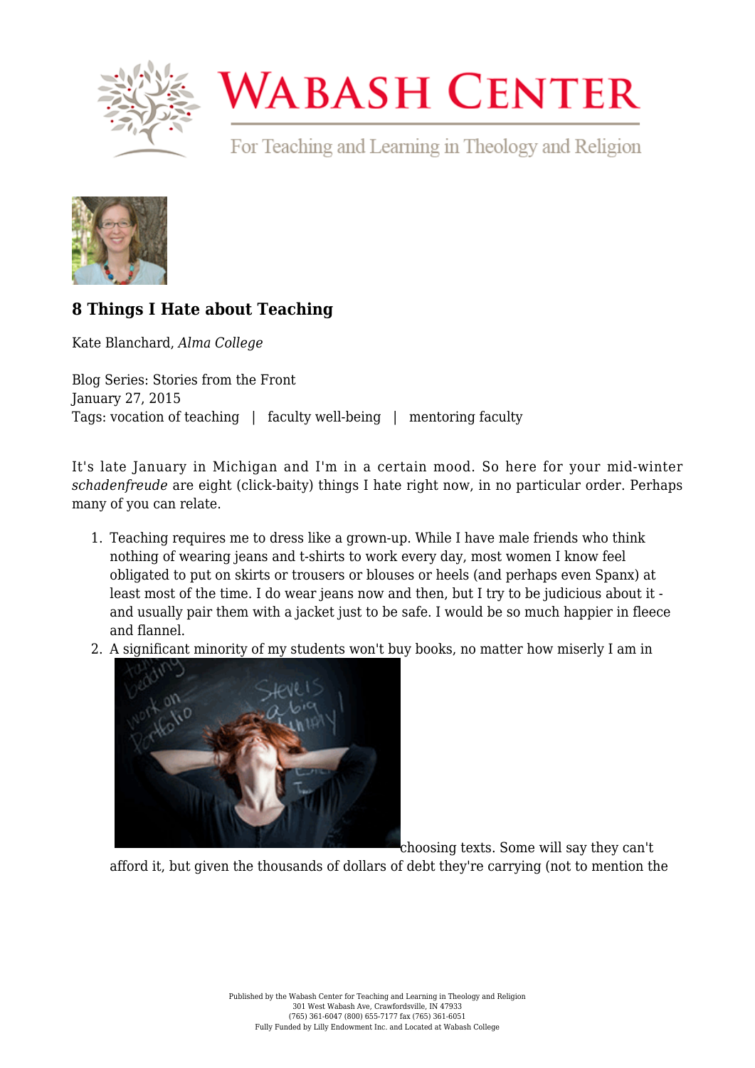## 8 Things I Hate about Teaching

Kate Blanchard, *Alma College*

Blog Series: Stories from the Front
January 27, 2015
Tags: vocation of teaching | faculty well-being | mentoring faculty

It's late January in Michigan and I'm in a certain mood. So here for your mid-winter *schadenfreude* are eight (click-baity) things I hate right now, in no particular order. Perhaps many of you can relate.

1. Teaching requires me to dress like a grown-up. While I have male friends who think nothing of wearing jeans and t-shirts to work every day, most women I know feel obligated to put on skirts or trousers or blouses or heels (and perhaps even Spanx) at least most of the time. I do wear jeans now and then, but I try to be judicious about it - and usually pair them with a jacket just to be safe. I would be so much happier in fleece and flannel.
2. A significant minority of my students won't buy books, no matter how miserly I am in choosing texts. Some will say they can't afford it, but given the thousands of dollars of debt they're carrying (not to mention the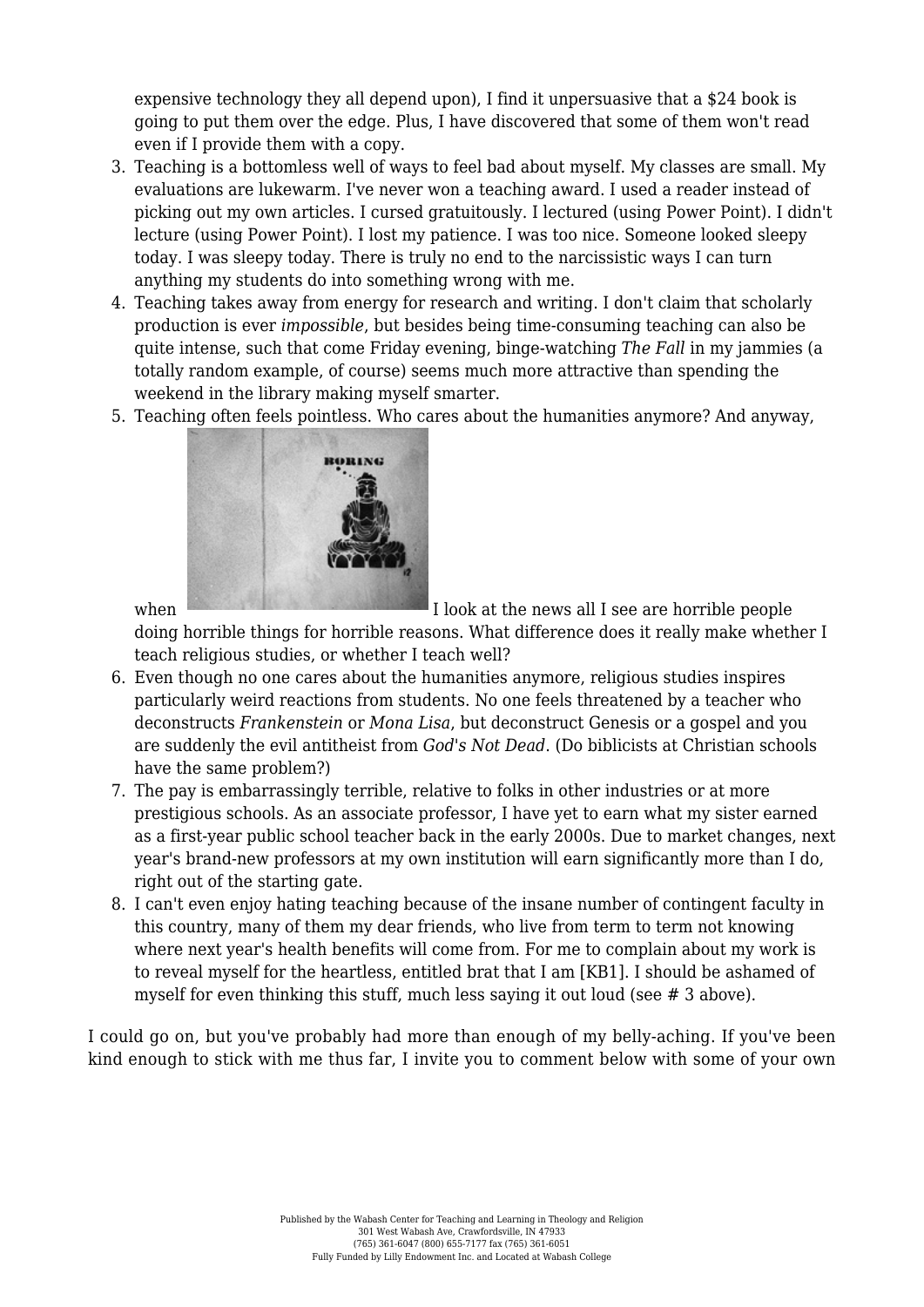expensive technology they all depend upon), I find it unpersuasive that a $24 book is going to put them over the edge. Plus, I have discovered that some of them won't read even if I provide them with a copy.

3. Teaching is a bottomless well of ways to feel bad about myself. My classes are small. My evaluations are lukewarm. I've never won a teaching award. I used a reader instead of picking out my own articles. I cursed gratuitously. I lectured (using Power Point). I didn't lecture (using Power Point). I lost my patience. I was too nice. Someone looked sleepy today. I was sleepy today. There is truly no end to the narcissistic ways I can turn anything my students do into something wrong with me.
4. Teaching takes away from energy for research and writing. I don't claim that scholarly production is ever *impossible*, but besides being time-consuming teaching can also be quite intense, such that come Friday evening, binge-watching *The Fall* in my jammies (a totally random example, of course) seems much more attractive than spending the weekend in the library making myself smarter.
5. Teaching often feels pointless. Who cares about the humanities anymore? And anyway, when I look at the news all I see are horrible people doing horrible things for horrible reasons. What difference does it really make whether I teach religious studies, or whether I teach well?
6. Even though no one cares about the humanities anymore, religious studies inspires particularly weird reactions from students. No one feels threatened by a teacher who deconstructs *Frankenstein* or *Mona Lisa*, but deconstruct Genesis or a gospel and you are suddenly the evil antitheist from *God's Not Dead*. (Do biblicists at Christian schools have the same problem?)
7. The pay is embarrassingly terrible, relative to folks in other industries or at more prestigious schools. As an associate professor, I have yet to earn what my sister earned as a first-year public school teacher back in the early 2000s. Due to market changes, next year's brand-new professors at my own institution will earn significantly more than I do, right out of the starting gate.
8. I can't even enjoy hating teaching because of the insane number of contingent faculty in this country, many of them my dear friends, who live from term to term not knowing where next year's health benefits will come from. For me to complain about my work is to reveal myself for the heartless, entitled brat that I am [KB1]. I should be ashamed of myself for even thinking this stuff, much less saying it out loud (see # 3 above).

I could go on, but you've probably had more than enough of my belly-aching. If you've been kind enough to stick with me thus far, I invite you to comment below with some of your own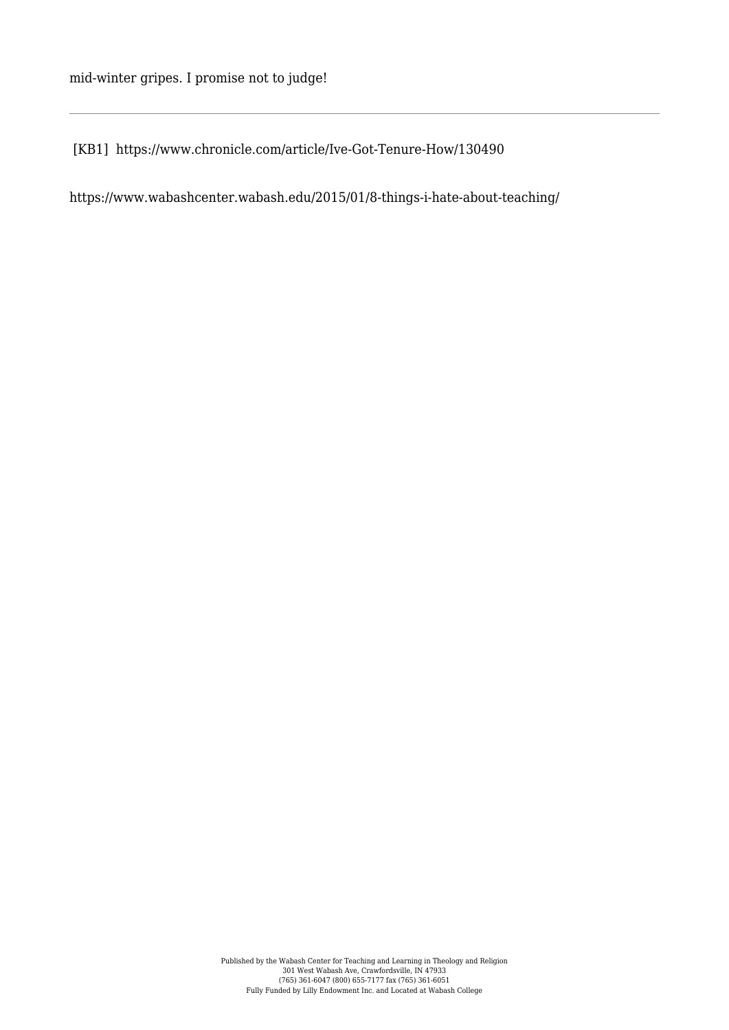mid-winter gripes. I promise not to judge!

---

[KB1] https://www.chronicle.com/article/Ive-Got-Tenure-How/130490

https://www.wabashcenter.wabash.edu/2015/01/8-things-i-hate-about-teaching/